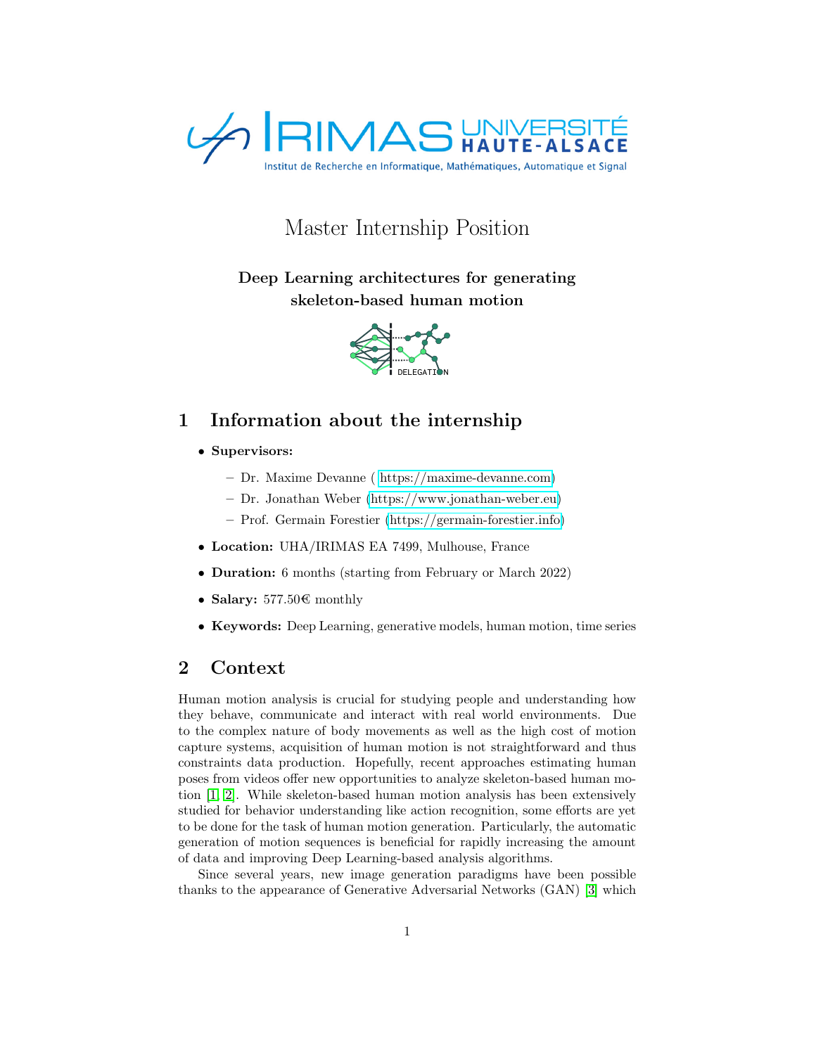# Master Internship Position

**Deep Learning architectures for generating skeleton-based human motion**

## 1 Information about the internship

- **Supervisors:**
  - Dr. Maxime Devanne ( https://maxime-devanne.com)
  - Dr. Jonathan Weber (https://www.jonathan-weber.eu)
  - Prof. Germain Forestier (https://germain-forestier.info)
- **Location:** UHA/IRIMAS EA 7499, Mulhouse, France
- **Duration:** 6 months (starting from February or March 2022)
- **Salary:** 577.50€ monthly
- **Keywords:** Deep Learning, generative models, human motion, time series

## 2 Context

Human motion analysis is crucial for studying people and understanding how they behave, communicate and interact with real world environments. Due to the complex nature of body movements as well as the high cost of motion capture systems, acquisition of human motion is not straightforward and thus constraints data production. Hopefully, recent approaches estimating human poses from videos offer new opportunities to analyze skeleton-based human motion [1, 2]. While skeleton-based human motion analysis has been extensively studied for behavior understanding like action recognition, some efforts are yet to be done for the task of human motion generation. Particularly, the automatic generation of motion sequences is beneficial for rapidly increasing the amount of data and improving Deep Learning-based analysis algorithms.

Since several years, new image generation paradigms have been possible thanks to the appearance of Generative Adversarial Networks (GAN) [3] which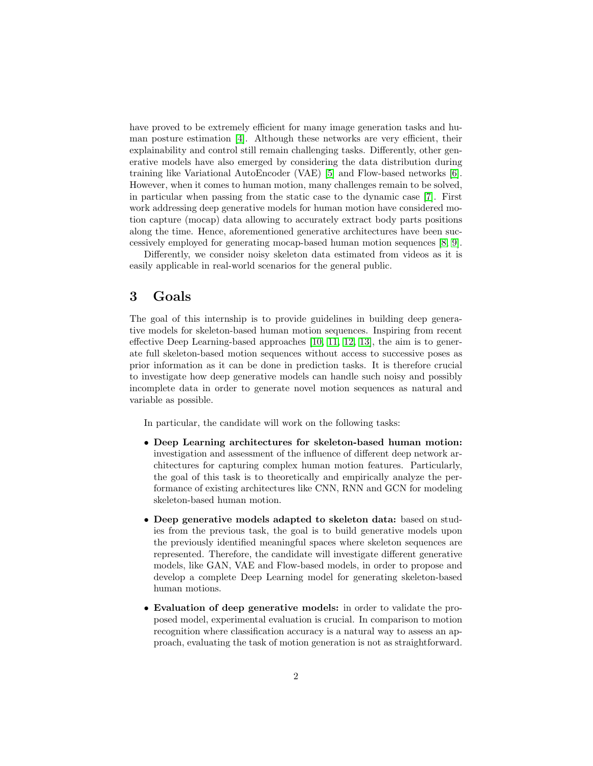have proved to be extremely efficient for many image generation tasks and human posture estimation [4]. Although these networks are very efficient, their explainability and control still remain challenging tasks. Differently, other generative models have also emerged by considering the data distribution during training like Variational AutoEncoder (VAE) [5] and Flow-based networks [6]. However, when it comes to human motion, many challenges remain to be solved, in particular when passing from the static case to the dynamic case [7]. First work addressing deep generative models for human motion have considered motion capture (mocap) data allowing to accurately extract body parts positions along the time. Hence, aforementioned generative architectures have been successively employed for generating mocap-based human motion sequences [8, 9].

Differently, we consider noisy skeleton data estimated from videos as it is easily applicable in real-world scenarios for the general public.

## 3 Goals

The goal of this internship is to provide guidelines in building deep generative models for skeleton-based human motion sequences. Inspiring from recent effective Deep Learning-based approaches [10, 11, 12, 13], the aim is to generate full skeleton-based motion sequences without access to successive poses as prior information as it can be done in prediction tasks. It is therefore crucial to investigate how deep generative models can handle such noisy and possibly incomplete data in order to generate novel motion sequences as natural and variable as possible.

In particular, the candidate will work on the following tasks:

- **Deep Learning architectures for skeleton-based human motion:** investigation and assessment of the influence of different deep network architectures for capturing complex human motion features. Particularly, the goal of this task is to theoretically and empirically analyze the performance of existing architectures like CNN, RNN and GCN for modeling skeleton-based human motion.
- **Deep generative models adapted to skeleton data:** based on studies from the previous task, the goal is to build generative models upon the previously identified meaningful spaces where skeleton sequences are represented. Therefore, the candidate will investigate different generative models, like GAN, VAE and Flow-based models, in order to propose and develop a complete Deep Learning model for generating skeleton-based human motions.
- **Evaluation of deep generative models:** in order to validate the proposed model, experimental evaluation is crucial. In comparison to motion recognition where classification accuracy is a natural way to assess an approach, evaluating the task of motion generation is not as straightforward.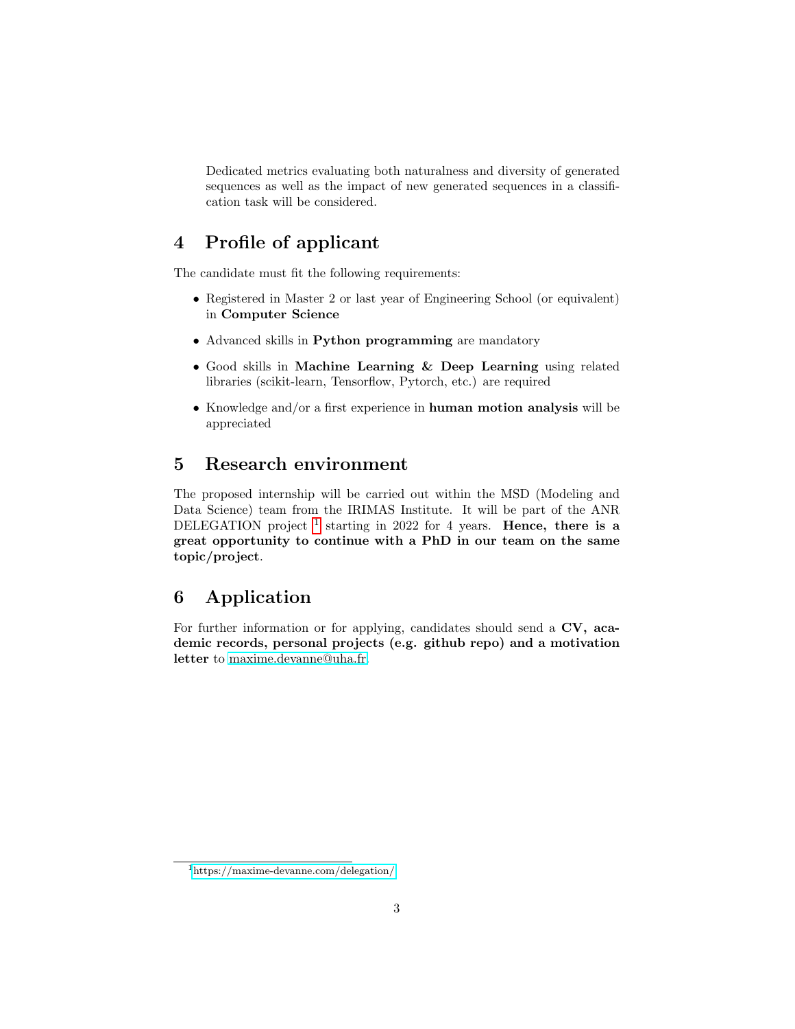Dedicated metrics evaluating both naturalness and diversity of generated sequences as well as the impact of new generated sequences in a classification task will be considered.

## 4 Profile of applicant

The candidate must fit the following requirements:

- Registered in Master 2 or last year of Engineering School (or equivalent) in **Computer Science**
- Advanced skills in **Python programming** are mandatory
- Good skills in **Machine Learning & Deep Learning** using related libraries (scikit-learn, Tensorflow, Pytorch, etc.) are required
- Knowledge and/or a first experience in **human motion analysis** will be appreciated

## 5 Research environment

The proposed internship will be carried out within the MSD (Modeling and Data Science) team from the IRIMAS Institute. It will be part of the ANR DELEGATION project [1] starting in 2022 for 4 years. **Hence, there is a great opportunity to continue with a PhD in our team on the same topic/project**.

## 6 Application

For further information or for applying, candidates should send a **CV, academic records, personal projects (e.g. github repo) and a motivation letter** to maxime.devanne@uha.fr.

---

[1] https://maxime-devanne.com/delegation/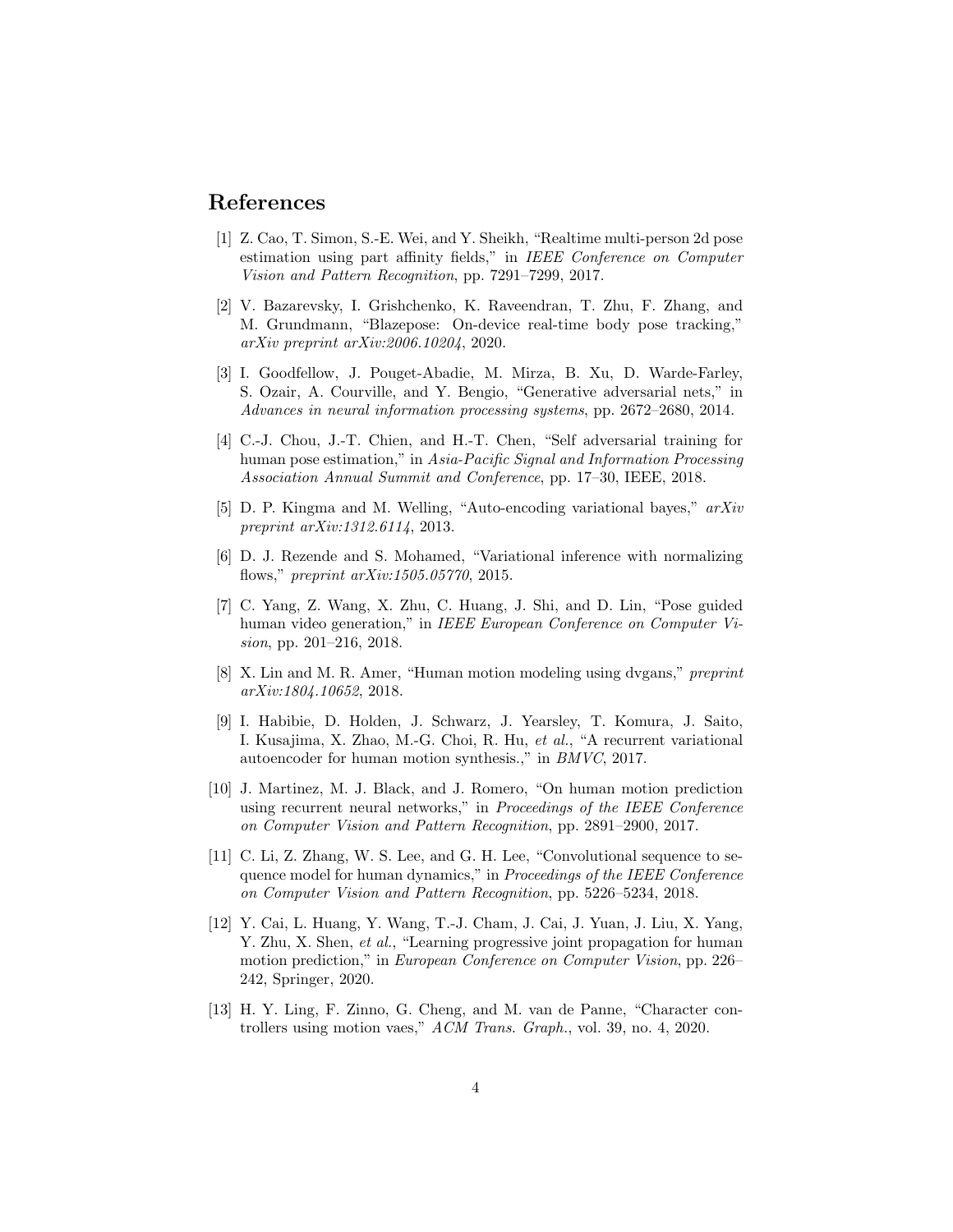## References

[1] Z. Cao, T. Simon, S.-E. Wei, and Y. Sheikh, "Realtime multi-person 2d pose estimation using part affinity fields," in *IEEE Conference on Computer Vision and Pattern Recognition*, pp. 7291–7299, 2017.

[2] V. Bazarevsky, I. Grishchenko, K. Raveendran, T. Zhu, F. Zhang, and M. Grundmann, "Blazepose: On-device real-time body pose tracking," *arXiv preprint arXiv:2006.10204*, 2020.

[3] I. Goodfellow, J. Pouget-Abadie, M. Mirza, B. Xu, D. Warde-Farley, S. Ozair, A. Courville, and Y. Bengio, "Generative adversarial nets," in *Advances in neural information processing systems*, pp. 2672–2680, 2014.

[4] C.-J. Chou, J.-T. Chien, and H.-T. Chen, "Self adversarial training for human pose estimation," in *Asia-Pacific Signal and Information Processing Association Annual Summit and Conference*, pp. 17–30, IEEE, 2018.

[5] D. P. Kingma and M. Welling, "Auto-encoding variational bayes," *arXiv preprint arXiv:1312.6114*, 2013.

[6] D. J. Rezende and S. Mohamed, "Variational inference with normalizing flows," *preprint arXiv:1505.05770*, 2015.

[7] C. Yang, Z. Wang, X. Zhu, C. Huang, J. Shi, and D. Lin, "Pose guided human video generation," in *IEEE European Conference on Computer Vision*, pp. 201–216, 2018.

[8] X. Lin and M. R. Amer, "Human motion modeling using dvgans," *preprint arXiv:1804.10652*, 2018.

[9] I. Habibie, D. Holden, J. Schwarz, J. Yearsley, T. Komura, J. Saito, I. Kusajima, X. Zhao, M.-G. Choi, R. Hu, *et al.*, "A recurrent variational autoencoder for human motion synthesis.," in *BMVC*, 2017.

[10] J. Martinez, M. J. Black, and J. Romero, "On human motion prediction using recurrent neural networks," in *Proceedings of the IEEE Conference on Computer Vision and Pattern Recognition*, pp. 2891–2900, 2017.

[11] C. Li, Z. Zhang, W. S. Lee, and G. H. Lee, "Convolutional sequence to sequence model for human dynamics," in *Proceedings of the IEEE Conference on Computer Vision and Pattern Recognition*, pp. 5226–5234, 2018.

[12] Y. Cai, L. Huang, Y. Wang, T.-J. Cham, J. Cai, J. Yuan, J. Liu, X. Yang, Y. Zhu, X. Shen, *et al.*, "Learning progressive joint propagation for human motion prediction," in *European Conference on Computer Vision*, pp. 226–242, Springer, 2020.

[13] H. Y. Ling, F. Zinno, G. Cheng, and M. van de Panne, "Character controllers using motion vaes," *ACM Trans. Graph.*, vol. 39, no. 4, 2020.